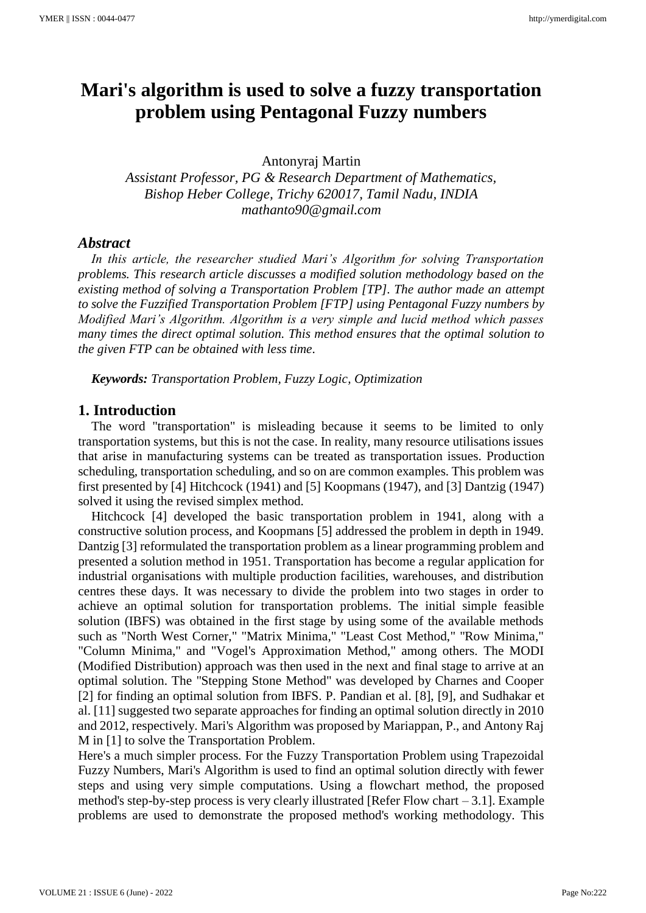# Mari's algorithm is used to solve a fuzzy transportation problem using Pentagonal Fuzzy numbers

Antonyraj Martin

*Assistant Professor, PG & Research Department of Mathematics, Bishop Heber College, Trichy 620017, Tamil Nadu, INDIA*
*mathanto90@gmail.com*

## *Abstract*

*In this article, the researcher studied Mari's Algorithm for solving Transportation problems. This research article discusses a modified solution methodology based on the existing method of solving a Transportation Problem [TP]. The author made an attempt to solve the Fuzzified Transportation Problem [FTP] using Pentagonal Fuzzy numbers by Modified Mari's Algorithm. Algorithm is a very simple and lucid method which passes many times the direct optimal solution. This method ensures that the optimal solution to the given FTP can be obtained with less time.*

***Keywords:*** *Transportation Problem, Fuzzy Logic, Optimization*

## 1. Introduction

The word "transportation" is misleading because it seems to be limited to only transportation systems, but this is not the case. In reality, many resource utilisations issues that arise in manufacturing systems can be treated as transportation issues. Production scheduling, transportation scheduling, and so on are common examples. This problem was first presented by [4] Hitchcock (1941) and [5] Koopmans (1947), and [3] Dantzig (1947) solved it using the revised simplex method.

Hitchcock [4] developed the basic transportation problem in 1941, along with a constructive solution process, and Koopmans [5] addressed the problem in depth in 1949. Dantzig [3] reformulated the transportation problem as a linear programming problem and presented a solution method in 1951. Transportation has become a regular application for industrial organisations with multiple production facilities, warehouses, and distribution centres these days. It was necessary to divide the problem into two stages in order to achieve an optimal solution for transportation problems. The initial simple feasible solution (IBFS) was obtained in the first stage by using some of the available methods such as "North West Corner," "Matrix Minima," "Least Cost Method," "Row Minima," "Column Minima," and "Vogel's Approximation Method," among others. The MODI (Modified Distribution) approach was then used in the next and final stage to arrive at an optimal solution. The "Stepping Stone Method" was developed by Charnes and Cooper [2] for finding an optimal solution from IBFS. P. Pandian et al. [8], [9], and Sudhakar et al. [11] suggested two separate approaches for finding an optimal solution directly in 2010 and 2012, respectively. Mari's Algorithm was proposed by Mariappan, P., and Antony Raj M in [1] to solve the Transportation Problem.

Here's a much simpler process. For the Fuzzy Transportation Problem using Trapezoidal Fuzzy Numbers, Mari's Algorithm is used to find an optimal solution directly with fewer steps and using very simple computations. Using a flowchart method, the proposed method's step-by-step process is very clearly illustrated [Refer Flow chart – 3.1]. Example problems are used to demonstrate the proposed method's working methodology. This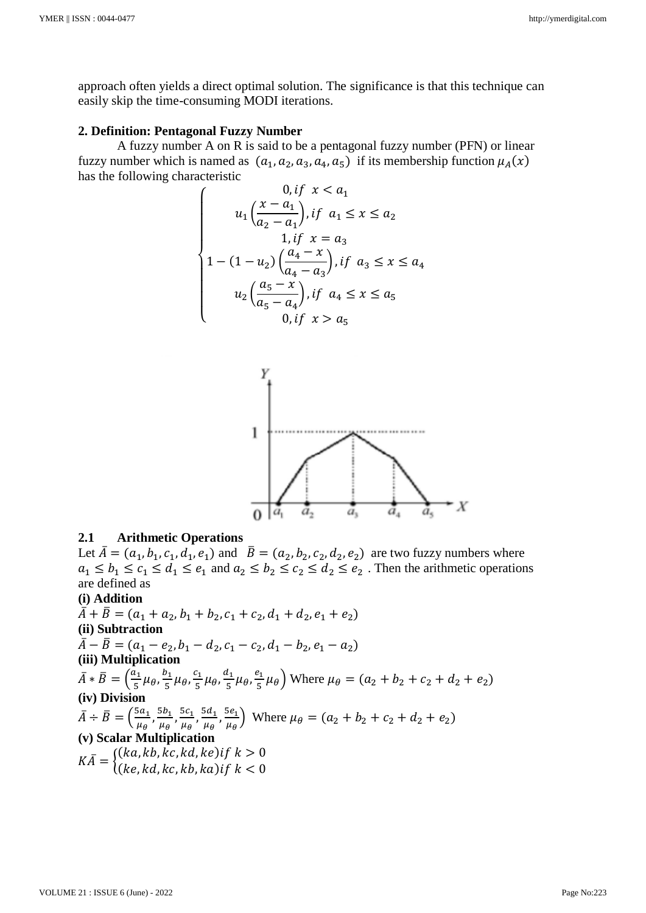approach often yields a direct optimal solution. The significance is that this technique can easily skip the time-consuming MODI iterations.

**2. Definition: Pentagonal Fuzzy Number**

A fuzzy number A on R is said to be a pentagonal fuzzy number (PFN) or linear fuzzy number which is named as $(a_1, a_2, a_3, a_4, a_5)$ if its membership function $\mu_A(x)$ has the following characteristic

$$
\begin{cases}
0, if \ \ x < a_1 \\
u_1\left(\dfrac{x - a_1}{a_2 - a_1}\right), if \ \ a_1 \le x \le a_2 \\
1, if \ \ x = a_3 \\
1 - (1 - u_2)\left(\dfrac{a_4 - x}{a_4 - a_3}\right), if \ \ a_3 \le x \le a_4 \\
u_2\left(\dfrac{a_5 - x}{a_5 - a_4}\right), if \ \ a_4 \le x \le a_5 \\
0, if \ \ x > a_5
\end{cases}
$$

**2.1 Arithmetic Operations**

Let $\bar{A} = (a_1, b_1, c_1, d_1, e_1)$ and $\bar{B} = (a_2, b_2, c_2, d_2, e_2)$ are two fuzzy numbers where $a_1 \le b_1 \le c_1 \le d_1 \le e_1$ and $a_2 \le b_2 \le c_2 \le d_2 \le e_2$ . Then the arithmetic operations are defined as

**(i) Addition**

$\bar{A} + \bar{B} = (a_1 + a_2, b_1 + b_2, c_1 + c_2, d_1 + d_2, e_1 + e_2)$

**(ii) Subtraction**

$\bar{A} - \bar{B} = (a_1 - e_2, b_1 - d_2, c_1 - c_2, d_1 - b_2, e_1 - a_2)$

**(iii) Multiplication**

$\bar{A} * \bar{B} = \left(\frac{a_1}{5}\mu_\theta, \frac{b_1}{5}\mu_\theta, \frac{c_1}{5}\mu_\theta, \frac{d_1}{5}\mu_\theta, \frac{e_1}{5}\mu_\theta\right)$ Where $\mu_\theta = (a_2 + b_2 + c_2 + d_2 + e_2)$

**(iv) Division**

$\bar{A} \div \bar{B} = \left(\frac{5a_1}{\mu_\theta}, \frac{5b_1}{\mu_\theta}, \frac{5c_1}{\mu_\theta}, \frac{5d_1}{\mu_\theta}, \frac{5e_1}{\mu_\theta}\right)$ Where $\mu_\theta = (a_2 + b_2 + c_2 + d_2 + e_2)$

**(v) Scalar Multiplication**

$$
K\bar{A} = \begin{cases} (ka, kb, kc, kd, ke) if \ k > 0 \\ (ke, kd, kc, kb, ka) if \ k < 0 \end{cases}
$$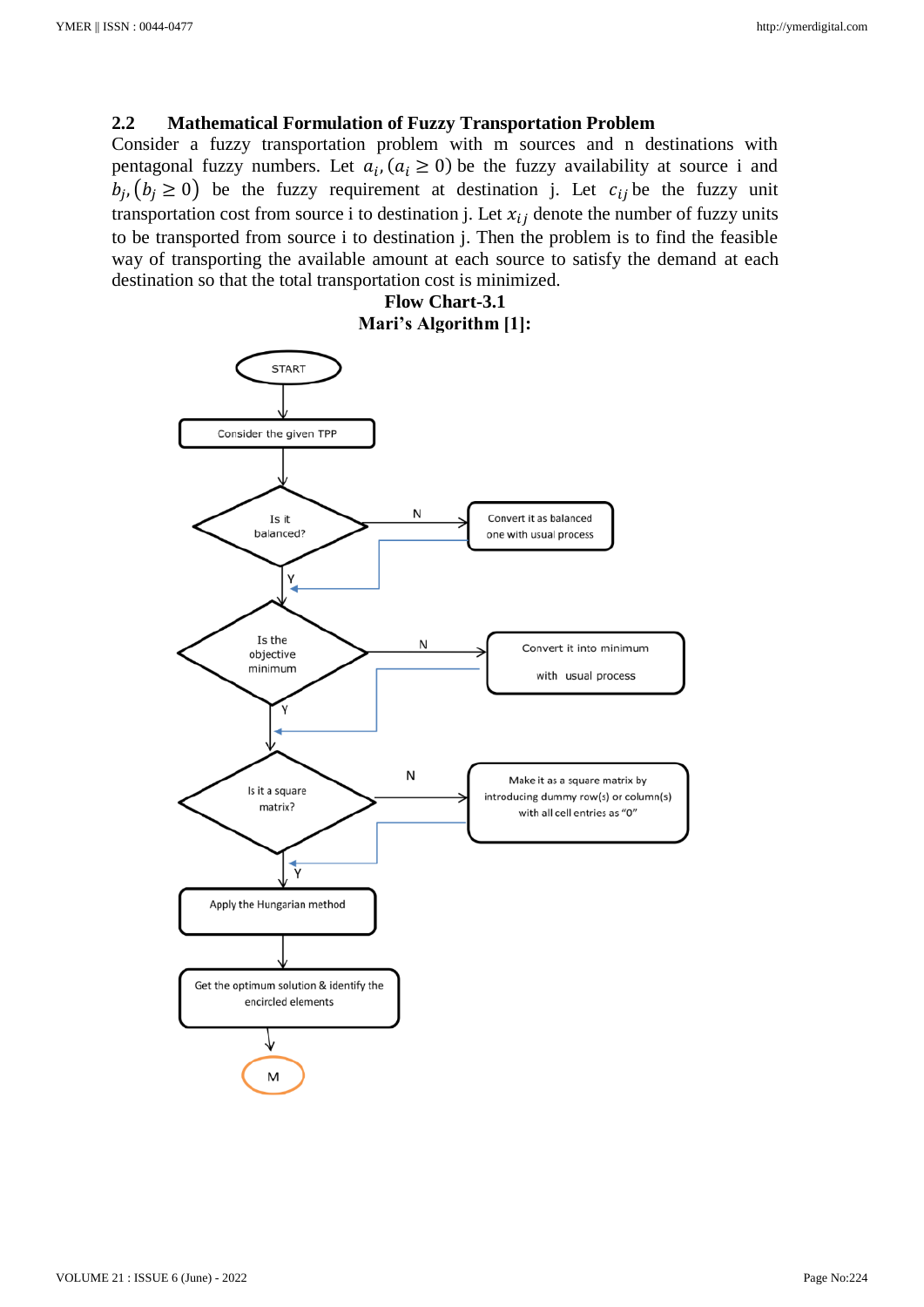## 2.2 Mathematical Formulation of Fuzzy Transportation Problem

Consider a fuzzy transportation problem with m sources and n destinations with pentagonal fuzzy numbers. Let $a_i, (a_i \geq 0)$ be the fuzzy availability at source i and $b_j, (b_j \geq 0)$ be the fuzzy requirement at destination j. Let $c_{ij}$ be the fuzzy unit transportation cost from source i to destination j. Let $x_{ij}$ denote the number of fuzzy units to be transported from source i to destination j. Then the problem is to find the feasible way of transporting the available amount at each source to satisfy the demand at each destination so that the total transportation cost is minimized.

**Flow Chart-3.1**

**Mari's Algorithm [1]:**

START

Consider the given TPP

Is it balanced? — N → Convert it as balanced one with usual process

Y

Is the objective minimum — N → Convert it into minimum with usual process

Y

Is it a square matrix? — N → Make it as a square matrix by introducing dummy row(s) or column(s) with all cell entries as "0"

Y

Apply the Hungarian method

Get the optimum solution & identify the encircled elements

M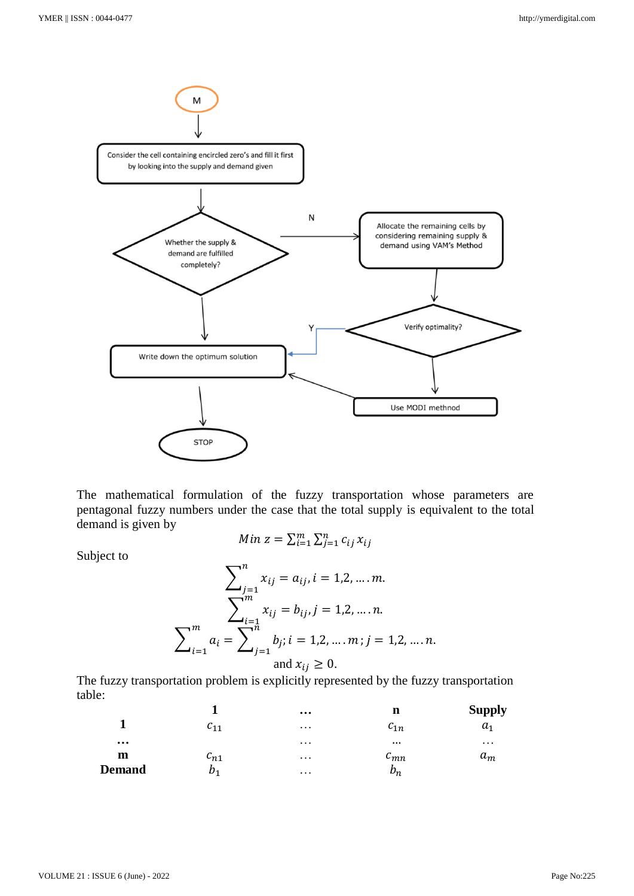M

Consider the cell containing encircled zero's and fill it first by looking into the supply and demand given

Whether the supply & demand are fulfilled completely?

N

Allocate the remaining cells by considering remaining supply & demand using VAM's Method

Verify optimality?

Y

Write down the optimum solution

Use MODI methnod

STOP

The mathematical formulation of the fuzzy transportation whose parameters are pentagonal fuzzy numbers under the case that the total supply is equivalent to the total demand is given by

$$Min\ z = \sum_{i=1}^{m} \sum_{j=1}^{n} c_{ij} x_{ij}$$

Subject to

$$\sum_{j=1}^{n} x_{ij} = a_{ij}, i = 1,2, \ldots .m.$$

$$\sum_{i=1}^{m} x_{ij} = b_{ij}, j = 1,2, \ldots .n.$$

$$\sum_{i=1}^{m} a_i = \sum_{j=1}^{n} b_j; i = 1,2, \ldots .m; j = 1,2, \ldots .n.$$

$$\text{and } x_{ij} \geq 0.$$

The fuzzy transportation problem is explicitly represented by the fuzzy transportation table:

| | **1** | **…** | **n** | **Supply** |
|---|---|---|---|---|
| **1** | $c_{11}$ | … | $c_{1n}$ | $a_1$ |
| **…** | | … | … | … |
| **m** | $c_{n1}$ | … | $c_{mn}$ | $a_m$ |
| **Demand** | $b_1$ | … | $b_n$ | |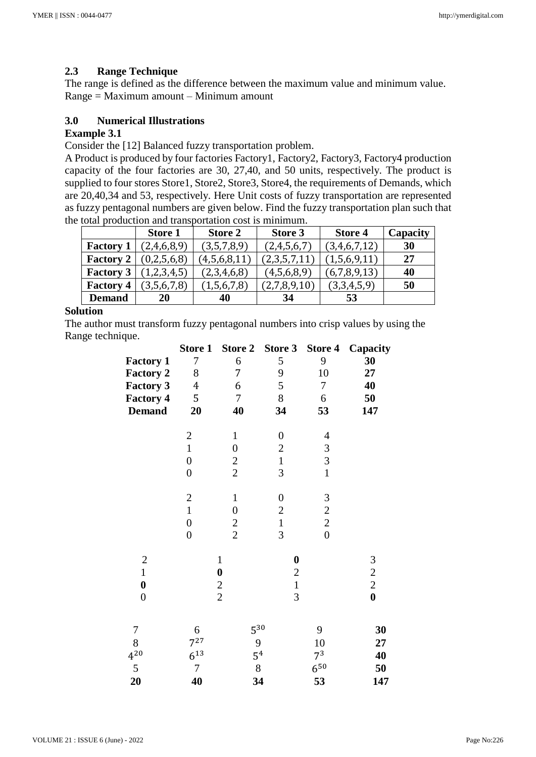### 2.3 Range Technique

The range is defined as the difference between the maximum value and minimum value.
Range = Maximum amount – Minimum amount

## 3.0 Numerical Illustrations

**Example 3.1**

Consider the [12] Balanced fuzzy transportation problem.

A Product is produced by four factories Factory1, Factory2, Factory3, Factory4 production capacity of the four factories are 30, 27,40, and 50 units, respectively. The product is supplied to four stores Store1, Store2, Store3, Store4, the requirements of Demands, which are 20,40,34 and 53, respectively. Here Unit costs of fuzzy transportation are represented as fuzzy pentagonal numbers are given below. Find the fuzzy transportation plan such that the total production and transportation cost is minimum.

| | Store 1 | Store 2 | Store 3 | Store 4 | Capacity |
|---|---|---|---|---|---|
| **Factory 1** | (2,4,6,8,9) | (3,5,7,8,9) | (2,4,5,6,7) | (3,4,6,7,12) | **30** |
| **Factory 2** | (0,2,5,6,8) | (4,5,6,8,11) | (2,3,5,7,11) | (1,5,6,9,11) | **27** |
| **Factory 3** | (1,2,3,4,5) | (2,3,4,6,8) | (4,5,6,8,9) | (6,7,8,9,13) | **40** |
| **Factory 4** | (3,5,6,7,8) | (1,5,6,7,8) | (2,7,8,9,10) | (3,3,4,5,9) | **50** |
| **Demand** | **20** | **40** | **34** | **53** | |

**Solution**

The author must transform fuzzy pentagonal numbers into crisp values by using the Range technique.

| | Store 1 | Store 2 | Store 3 | Store 4 | Capacity |
|---|---|---|---|---|---|
| **Factory 1** | 7 | 6 | 5 | 9 | **30** |
| **Factory 2** | 8 | 7 | 9 | 10 | **27** |
| **Factory 3** | 4 | 6 | 5 | 7 | **40** |
| **Factory 4** | 5 | 7 | 8 | 6 | **50** |
| **Demand** | **20** | **40** | **34** | **53** | **147** |

| | | | |
|---|---|---|---|
| 2 | 1 | 0 | 4 |
| 1 | 0 | 2 | 3 |
| 0 | 2 | 1 | 3 |
| 0 | 2 | 3 | 1 |

| | | | |
|---|---|---|---|
| 2 | 1 | 0 | 3 |
| 1 | 0 | 2 | 2 |
| 0 | 2 | 1 | 2 |
| 0 | 2 | 3 | 0 |

| | | | |
|---|---|---|---|
| 2 | 1 | **0** | 3 |
| 1 | **0** | 2 | 2 |
| **0** | 2 | 1 | 2 |
| 0 | 2 | 3 | **0** |

| | | | | |
|---|---|---|---|---|
| 7 | 6 | $5^{30}$ | 9 | **30** |
| 8 | $7^{27}$ | 9 | 10 | **27** |
| $4^{20}$ | $6^{13}$ | $5^{4}$ | $7^{3}$ | **40** |
| 5 | 7 | 8 | $6^{50}$ | **50** |
| **20** | **40** | **34** | **53** | **147** |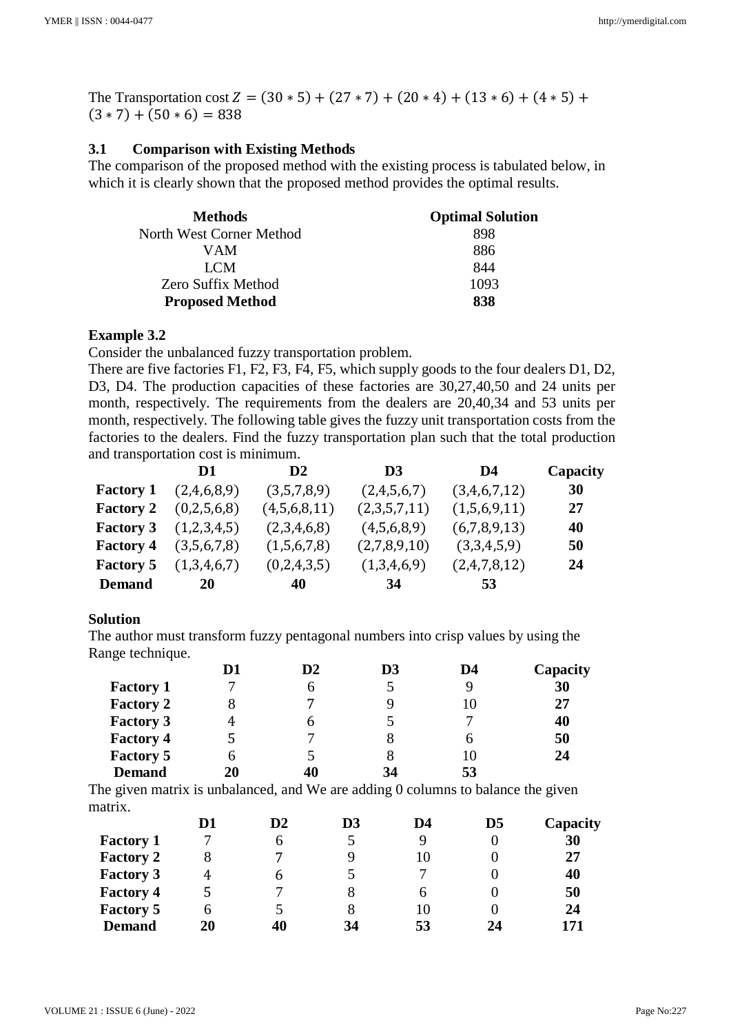The Transportation cost $Z = (30 * 5) + (27 * 7) + (20 * 4) + (13 * 6) + (4 * 5) + (3 * 7) + (50 * 6) = 838$

### 3.1 Comparison with Existing Methods

The comparison of the proposed method with the existing process is tabulated below, in which it is clearly shown that the proposed method provides the optimal results.

| Methods | Optimal Solution |
|---|---|
| North West Corner Method | 898 |
| VAM | 886 |
| LCM | 844 |
| Zero Suffix Method | 1093 |
| **Proposed Method** | **838** |

**Example 3.2**

Consider the unbalanced fuzzy transportation problem.

There are five factories F1, F2, F3, F4, F5, which supply goods to the four dealers D1, D2, D3, D4. The production capacities of these factories are 30,27,40,50 and 24 units per month, respectively. The requirements from the dealers are 20,40,34 and 53 units per month, respectively. The following table gives the fuzzy unit transportation costs from the factories to the dealers. Find the fuzzy transportation plan such that the total production and transportation cost is minimum.

| | D1 | D2 | D3 | D4 | Capacity |
|---|---|---|---|---|---|
| **Factory 1** | (2,4,6,8,9) | (3,5,7,8,9) | (2,4,5,6,7) | (3,4,6,7,12) | **30** |
| **Factory 2** | (0,2,5,6,8) | (4,5,6,8,11) | (2,3,5,7,11) | (1,5,6,9,11) | **27** |
| **Factory 3** | (1,2,3,4,5) | (2,3,4,6,8) | (4,5,6,8,9) | (6,7,8,9,13) | **40** |
| **Factory 4** | (3,5,6,7,8) | (1,5,6,7,8) | (2,7,8,9,10) | (3,3,4,5,9) | **50** |
| **Factory 5** | (1,3,4,6,7) | (0,2,4,3,5) | (1,3,4,6,9) | (2,4,7,8,12) | **24** |
| **Demand** | **20** | **40** | **34** | **53** | |

**Solution**

The author must transform fuzzy pentagonal numbers into crisp values by using the Range technique.

| | D1 | D2 | D3 | D4 | Capacity |
|---|---|---|---|---|---|
| **Factory 1** | 7 | 6 | 5 | 9 | **30** |
| **Factory 2** | 8 | 7 | 9 | 10 | **27** |
| **Factory 3** | 4 | 6 | 5 | 7 | **40** |
| **Factory 4** | 5 | 7 | 8 | 6 | **50** |
| **Factory 5** | 6 | 5 | 8 | 10 | **24** |
| **Demand** | **20** | **40** | **34** | **53** | |

The given matrix is unbalanced, and We are adding 0 columns to balance the given matrix.

| | D1 | D2 | D3 | D4 | D5 | Capacity |
|---|---|---|---|---|---|---|
| **Factory 1** | 7 | 6 | 5 | 9 | 0 | **30** |
| **Factory 2** | 8 | 7 | 9 | 10 | 0 | **27** |
| **Factory 3** | 4 | 6 | 5 | 7 | 0 | **40** |
| **Factory 4** | 5 | 7 | 8 | 6 | 0 | **50** |
| **Factory 5** | 6 | 5 | 8 | 10 | 0 | **24** |
| **Demand** | **20** | **40** | **34** | **53** | **24** | **171** |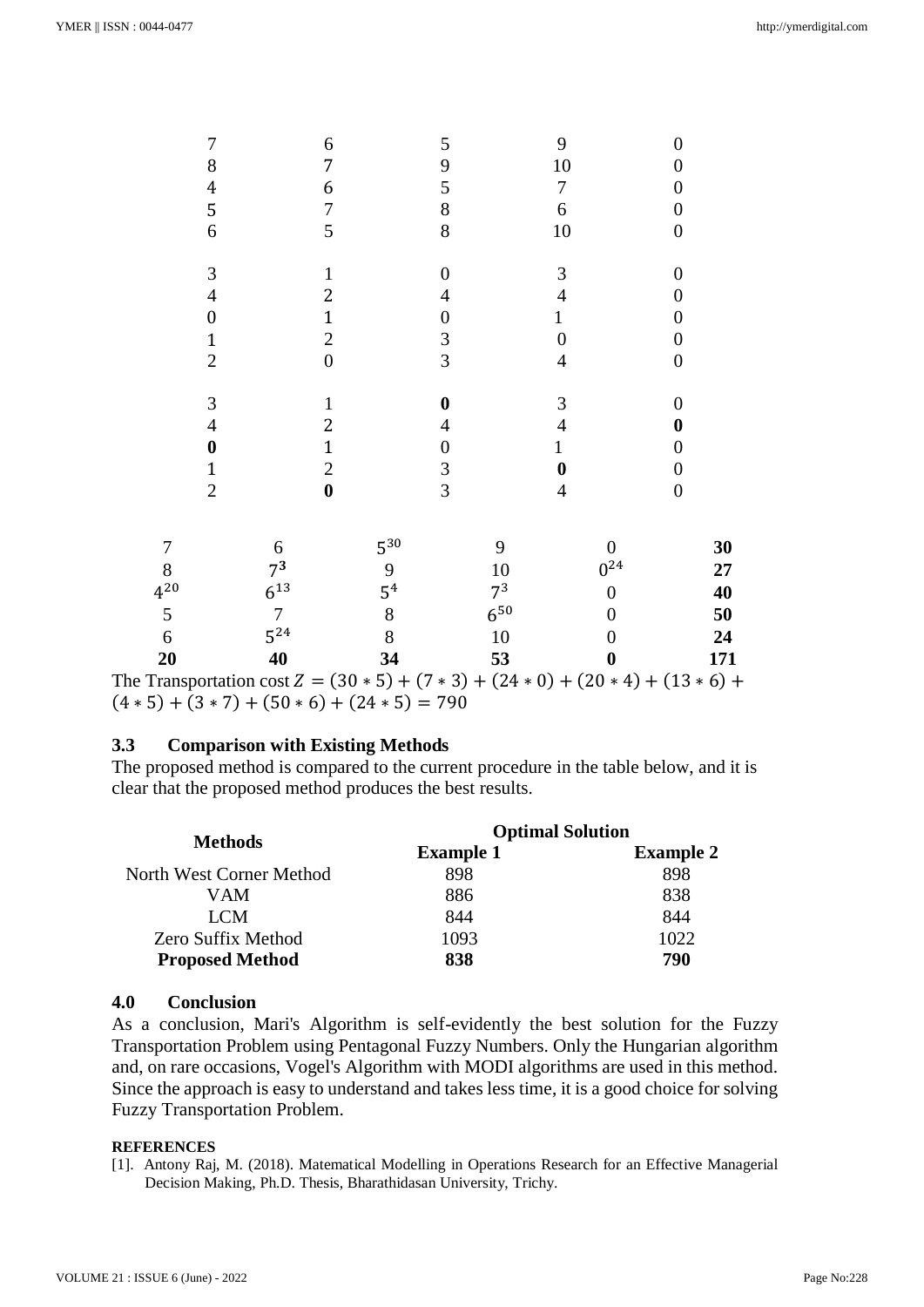| | | | | |
|---|---|---|---|---|
| 7 | 6 | 5 | 9 | 0 |
| 8 | 7 | 9 | 10 | 0 |
| 4 | 6 | 5 | 7 | 0 |
| 5 | 7 | 8 | 6 | 0 |
| 6 | 5 | 8 | 10 | 0 |

| | | | | |
|---|---|---|---|---|
| 3 | 1 | 0 | 3 | 0 |
| 4 | 2 | 4 | 4 | 0 |
| 0 | 1 | 0 | 1 | 0 |
| 1 | 2 | 3 | 0 | 0 |
| 2 | 0 | 3 | 4 | 0 |

| | | | | |
|---|---|---|---|---|
| 3 | 1 | **0** | 3 | 0 |
| 4 | 2 | 4 | 4 | **0** |
| **0** | 1 | 0 | 1 | 0 |
| 1 | 2 | 3 | **0** | 0 |
| 2 | **0** | 3 | 4 | 0 |

| | | | | | |
|---|---|---|---|---|---|
| 7 | 6 | $5^{30}$ | 9 | 0 | **30** |
| 8 | $7^{3}$ | 9 | 10 | $0^{24}$ | **27** |
| $4^{20}$ | $6^{13}$ | $5^{4}$ | $7^{3}$ | 0 | **40** |
| 5 | 7 | 8 | $6^{50}$ | 0 | **50** |
| 6 | $5^{24}$ | 8 | 10 | 0 | **24** |
| **20** | **40** | **34** | **53** | **0** | **171** |

The Transportation cost $Z = (30 * 5) + (7 * 3) + (24 * 0) + (20 * 4) + (13 * 6) + (4 * 5) + (3 * 7) + (50 * 6) + (24 * 5) = 790$

### 3.3 Comparison with Existing Methods

The proposed method is compared to the current procedure in the table below, and it is clear that the proposed method produces the best results.

| Methods | Optimal Solution | |
|---|---|---|
| | **Example 1** | **Example 2** |
| North West Corner Method | 898 | 898 |
| VAM | 886 | 838 |
| LCM | 844 | 844 |
| Zero Suffix Method | 1093 | 1022 |
| **Proposed Method** | **838** | **790** |

## 4.0 Conclusion

As a conclusion, Mari's Algorithm is self-evidently the best solution for the Fuzzy Transportation Problem using Pentagonal Fuzzy Numbers. Only the Hungarian algorithm and, on rare occasions, Vogel's Algorithm with MODI algorithms are used in this method. Since the approach is easy to understand and takes less time, it is a good choice for solving Fuzzy Transportation Problem.

**REFERENCES**

[1]. Antony Raj, M. (2018). Matematical Modelling in Operations Research for an Effective Managerial Decision Making, Ph.D. Thesis, Bharathidasan University, Trichy.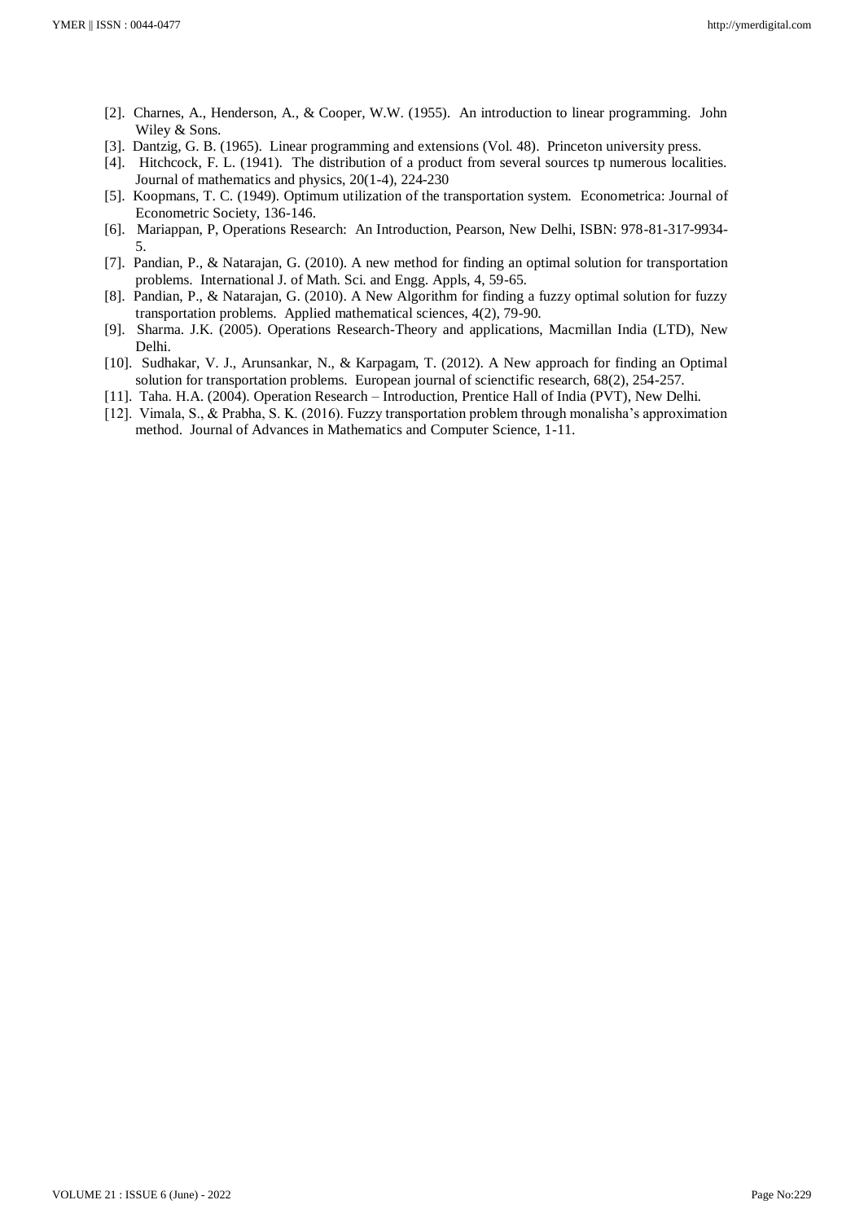[2]. Charnes, A., Henderson, A., & Cooper, W.W. (1955). An introduction to linear programming. John Wiley & Sons.

[3]. Dantzig, G. B. (1965). Linear programming and extensions (Vol. 48). Princeton university press.

[4]. Hitchcock, F. L. (1941). The distribution of a product from several sources tp numerous localities. Journal of mathematics and physics, 20(1-4), 224-230

[5]. Koopmans, T. C. (1949). Optimum utilization of the transportation system. Econometrica: Journal of Econometric Society, 136-146.

[6]. Mariappan, P, Operations Research: An Introduction, Pearson, New Delhi, ISBN: 978-81-317-9934-5.

[7]. Pandian, P., & Natarajan, G. (2010). A new method for finding an optimal solution for transportation problems. International J. of Math. Sci. and Engg. Appls, 4, 59-65.

[8]. Pandian, P., & Natarajan, G. (2010). A New Algorithm for finding a fuzzy optimal solution for fuzzy transportation problems. Applied mathematical sciences, 4(2), 79-90.

[9]. Sharma. J.K. (2005). Operations Research-Theory and applications, Macmillan India (LTD), New Delhi.

[10]. Sudhakar, V. J., Arunsankar, N., & Karpagam, T. (2012). A New approach for finding an Optimal solution for transportation problems. European journal of scienctific research, 68(2), 254-257.

[11]. Taha. H.A. (2004). Operation Research – Introduction, Prentice Hall of India (PVT), New Delhi.

[12]. Vimala, S., & Prabha, S. K. (2016). Fuzzy transportation problem through monalisha's approximation method. Journal of Advances in Mathematics and Computer Science, 1-11.